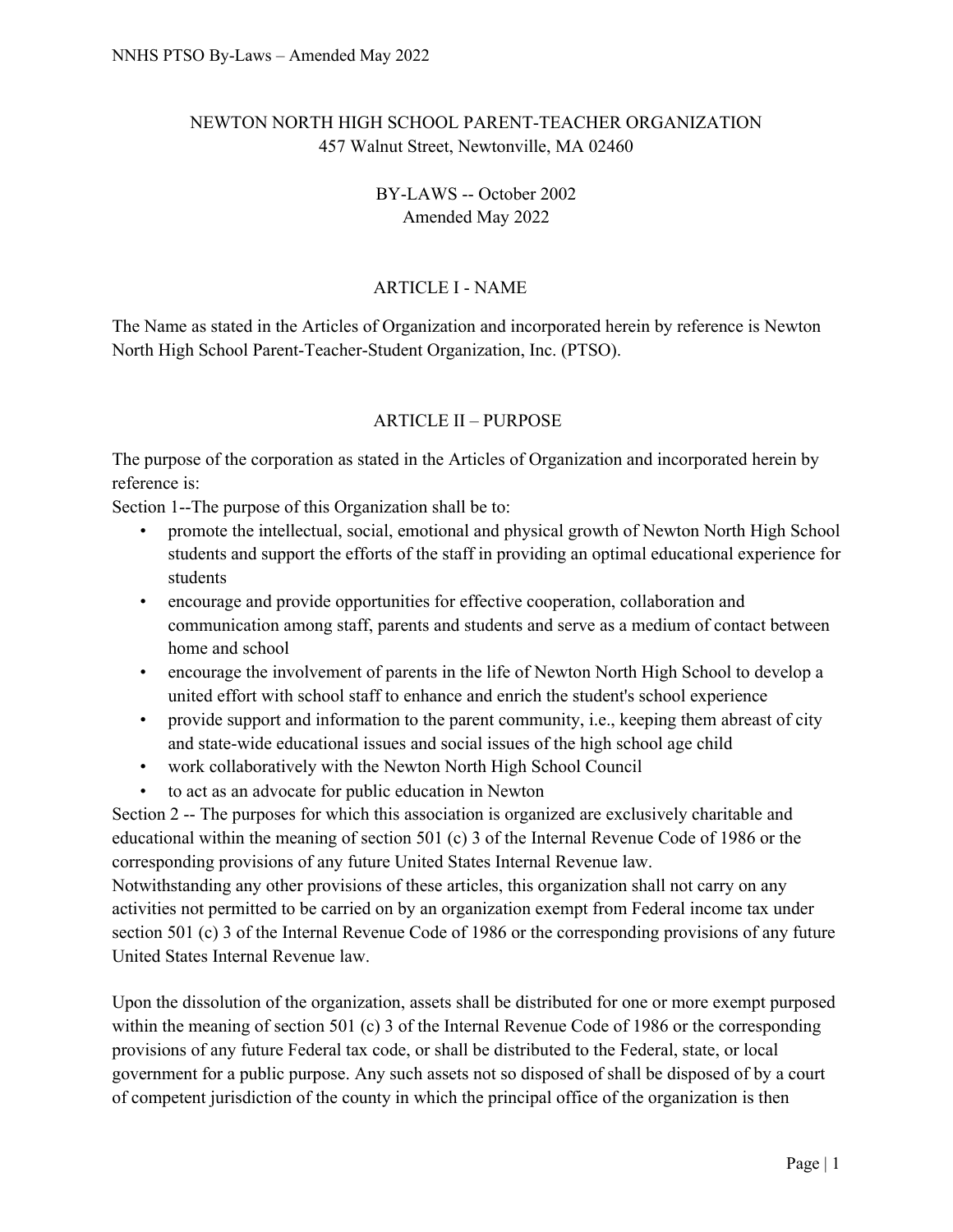# NEWTON NORTH HIGH SCHOOL PARENT-TEACHER ORGANIZATION

457 Walnut Street, Newtonville, MA 02460

BY-LAWS -- October 2002
Amended May 2022

## ARTICLE I - NAME

The Name as stated in the Articles of Organization and incorporated herein by reference is Newton North High School Parent-Teacher-Student Organization, Inc. (PTSO).

## ARTICLE II – PURPOSE

The purpose of the corporation as stated in the Articles of Organization and incorporated herein by reference is:

Section 1--The purpose of this Organization shall be to:

- promote the intellectual, social, emotional and physical growth of Newton North High School students and support the efforts of the staff in providing an optimal educational experience for students
- encourage and provide opportunities for effective cooperation, collaboration and communication among staff, parents and students and serve as a medium of contact between home and school
- encourage the involvement of parents in the life of Newton North High School to develop a united effort with school staff to enhance and enrich the student's school experience
- provide support and information to the parent community, i.e., keeping them abreast of city and state-wide educational issues and social issues of the high school age child
- work collaboratively with the Newton North High School Council
- to act as an advocate for public education in Newton

Section 2 -- The purposes for which this association is organized are exclusively charitable and educational within the meaning of section 501 (c) 3 of the Internal Revenue Code of 1986 or the corresponding provisions of any future United States Internal Revenue law.
Notwithstanding any other provisions of these articles, this organization shall not carry on any activities not permitted to be carried on by an organization exempt from Federal income tax under section 501 (c) 3 of the Internal Revenue Code of 1986 or the corresponding provisions of any future United States Internal Revenue law.

Upon the dissolution of the organization, assets shall be distributed for one or more exempt purposed within the meaning of section 501 (c) 3 of the Internal Revenue Code of 1986 or the corresponding provisions of any future Federal tax code, or shall be distributed to the Federal, state, or local government for a public purpose. Any such assets not so disposed of shall be disposed of by a court of competent jurisdiction of the county in which the principal office of the organization is then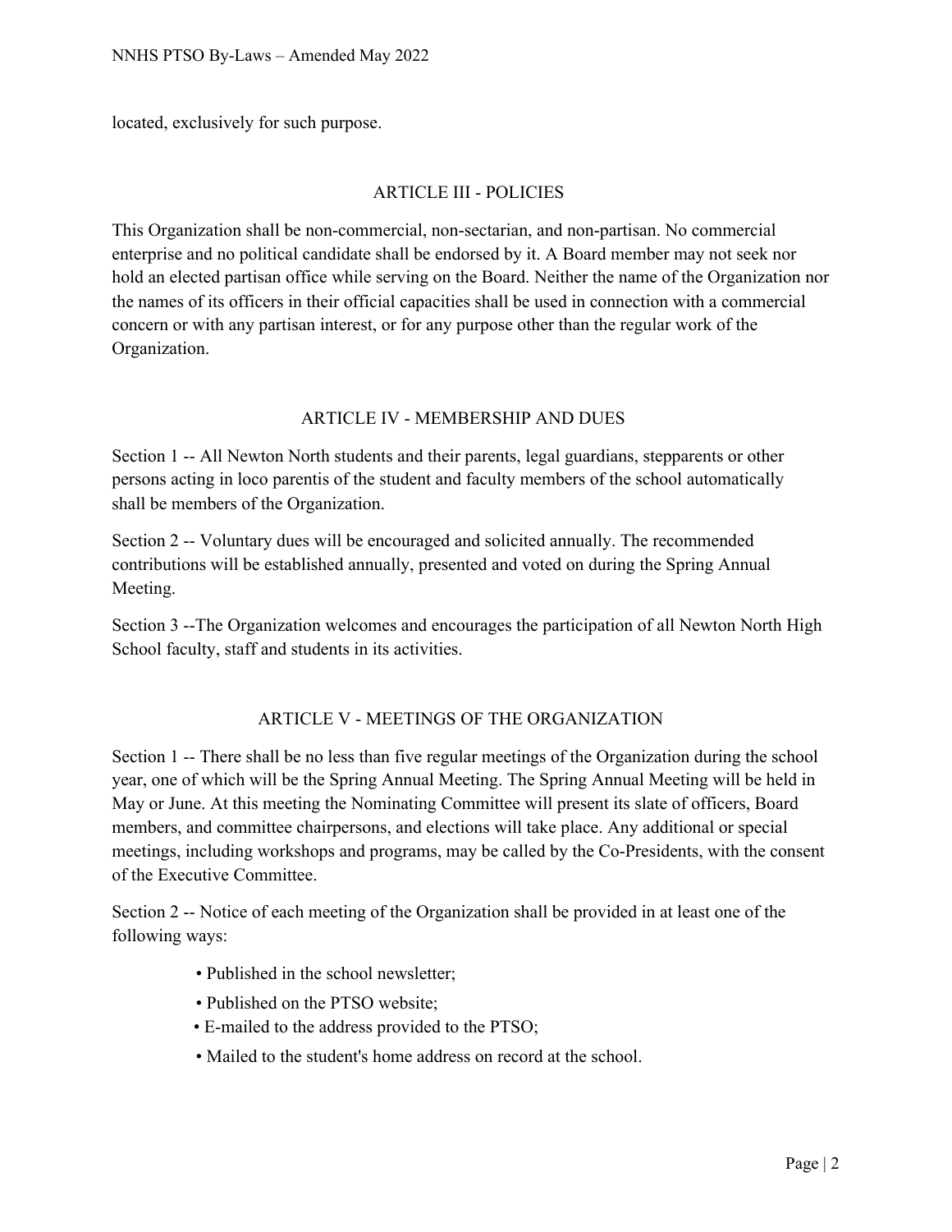located, exclusively for such purpose.

## ARTICLE III - POLICIES

This Organization shall be non-commercial, non-sectarian, and non-partisan. No commercial enterprise and no political candidate shall be endorsed by it. A Board member may not seek nor hold an elected partisan office while serving on the Board. Neither the name of the Organization nor the names of its officers in their official capacities shall be used in connection with a commercial concern or with any partisan interest, or for any purpose other than the regular work of the Organization.

## ARTICLE IV - MEMBERSHIP AND DUES

Section 1 -- All Newton North students and their parents, legal guardians, stepparents or other persons acting in loco parentis of the student and faculty members of the school automatically shall be members of the Organization.

Section 2 -- Voluntary dues will be encouraged and solicited annually. The recommended contributions will be established annually, presented and voted on during the Spring Annual Meeting.

Section 3 --The Organization welcomes and encourages the participation of all Newton North High School faculty, staff and students in its activities.

## ARTICLE V - MEETINGS OF THE ORGANIZATION

Section 1 -- There shall be no less than five regular meetings of the Organization during the school year, one of which will be the Spring Annual Meeting. The Spring Annual Meeting will be held in May or June. At this meeting the Nominating Committee will present its slate of officers, Board members, and committee chairpersons, and elections will take place. Any additional or special meetings, including workshops and programs, may be called by the Co-Presidents, with the consent of the Executive Committee.

Section 2 -- Notice of each meeting of the Organization shall be provided in at least one of the following ways:

- Published in the school newsletter;
- Published on the PTSO website;
- E-mailed to the address provided to the PTSO;
- Mailed to the student's home address on record at the school.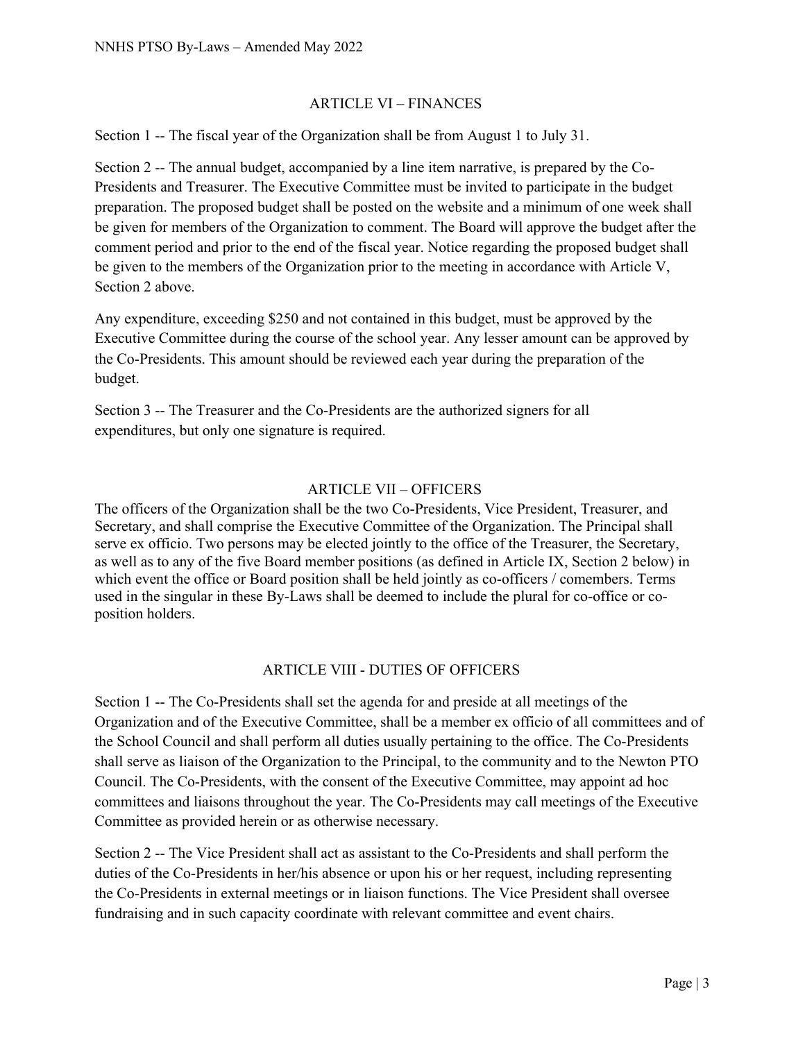## ARTICLE VI – FINANCES

Section 1 -- The fiscal year of the Organization shall be from August 1 to July 31.

Section 2 -- The annual budget, accompanied by a line item narrative, is prepared by the Co-Presidents and Treasurer. The Executive Committee must be invited to participate in the budget preparation. The proposed budget shall be posted on the website and a minimum of one week shall be given for members of the Organization to comment. The Board will approve the budget after the comment period and prior to the end of the fiscal year. Notice regarding the proposed budget shall be given to the members of the Organization prior to the meeting in accordance with Article V, Section 2 above.

Any expenditure, exceeding $250 and not contained in this budget, must be approved by the Executive Committee during the course of the school year. Any lesser amount can be approved by the Co-Presidents. This amount should be reviewed each year during the preparation of the budget.

Section 3 -- The Treasurer and the Co-Presidents are the authorized signers for all expenditures, but only one signature is required.

## ARTICLE VII – OFFICERS

The officers of the Organization shall be the two Co-Presidents, Vice President, Treasurer, and Secretary, and shall comprise the Executive Committee of the Organization. The Principal shall serve ex officio. Two persons may be elected jointly to the office of the Treasurer, the Secretary, as well as to any of the five Board member positions (as defined in Article IX, Section 2 below) in which event the office or Board position shall be held jointly as co-officers / comembers. Terms used in the singular in these By-Laws shall be deemed to include the plural for co-office or co-position holders.

## ARTICLE VIII - DUTIES OF OFFICERS

Section 1 -- The Co-Presidents shall set the agenda for and preside at all meetings of the Organization and of the Executive Committee, shall be a member ex officio of all committees and of the School Council and shall perform all duties usually pertaining to the office. The Co-Presidents shall serve as liaison of the Organization to the Principal, to the community and to the Newton PTO Council. The Co-Presidents, with the consent of the Executive Committee, may appoint ad hoc committees and liaisons throughout the year. The Co-Presidents may call meetings of the Executive Committee as provided herein or as otherwise necessary.

Section 2 -- The Vice President shall act as assistant to the Co-Presidents and shall perform the duties of the Co-Presidents in her/his absence or upon his or her request, including representing the Co-Presidents in external meetings or in liaison functions. The Vice President shall oversee fundraising and in such capacity coordinate with relevant committee and event chairs.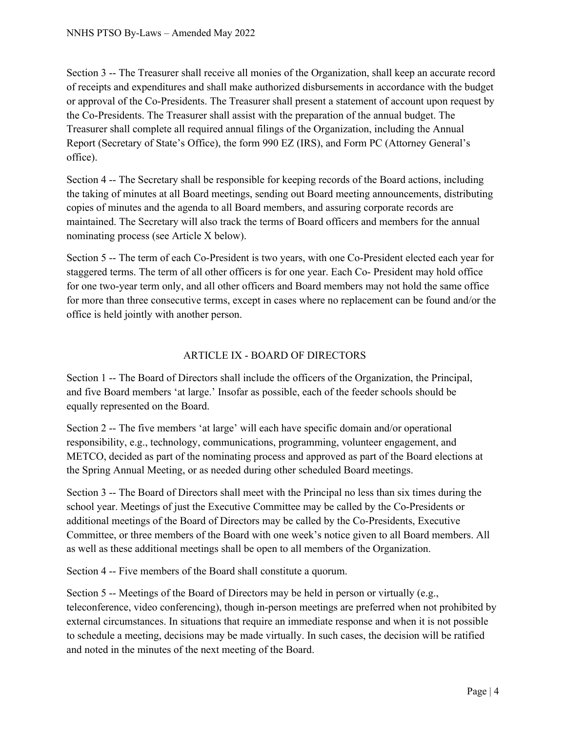Section 3 -- The Treasurer shall receive all monies of the Organization, shall keep an accurate record of receipts and expenditures and shall make authorized disbursements in accordance with the budget or approval of the Co-Presidents. The Treasurer shall present a statement of account upon request by the Co-Presidents. The Treasurer shall assist with the preparation of the annual budget. The Treasurer shall complete all required annual filings of the Organization, including the Annual Report (Secretary of State's Office), the form 990 EZ (IRS), and Form PC (Attorney General's office).

Section 4 -- The Secretary shall be responsible for keeping records of the Board actions, including the taking of minutes at all Board meetings, sending out Board meeting announcements, distributing copies of minutes and the agenda to all Board members, and assuring corporate records are maintained. The Secretary will also track the terms of Board officers and members for the annual nominating process (see Article X below).

Section 5 -- The term of each Co-President is two years, with one Co-President elected each year for staggered terms. The term of all other officers is for one year. Each Co- President may hold office for one two-year term only, and all other officers and Board members may not hold the same office for more than three consecutive terms, except in cases where no replacement can be found and/or the office is held jointly with another person.

## ARTICLE IX - BOARD OF DIRECTORS

Section 1 -- The Board of Directors shall include the officers of the Organization, the Principal, and five Board members 'at large.' Insofar as possible, each of the feeder schools should be equally represented on the Board.

Section 2 -- The five members 'at large' will each have specific domain and/or operational responsibility, e.g., technology, communications, programming, volunteer engagement, and METCO, decided as part of the nominating process and approved as part of the Board elections at the Spring Annual Meeting, or as needed during other scheduled Board meetings.

Section 3 -- The Board of Directors shall meet with the Principal no less than six times during the school year. Meetings of just the Executive Committee may be called by the Co-Presidents or additional meetings of the Board of Directors may be called by the Co-Presidents, Executive Committee, or three members of the Board with one week's notice given to all Board members. All as well as these additional meetings shall be open to all members of the Organization.

Section 4 -- Five members of the Board shall constitute a quorum.

Section 5 -- Meetings of the Board of Directors may be held in person or virtually (e.g., teleconference, video conferencing), though in-person meetings are preferred when not prohibited by external circumstances. In situations that require an immediate response and when it is not possible to schedule a meeting, decisions may be made virtually. In such cases, the decision will be ratified and noted in the minutes of the next meeting of the Board.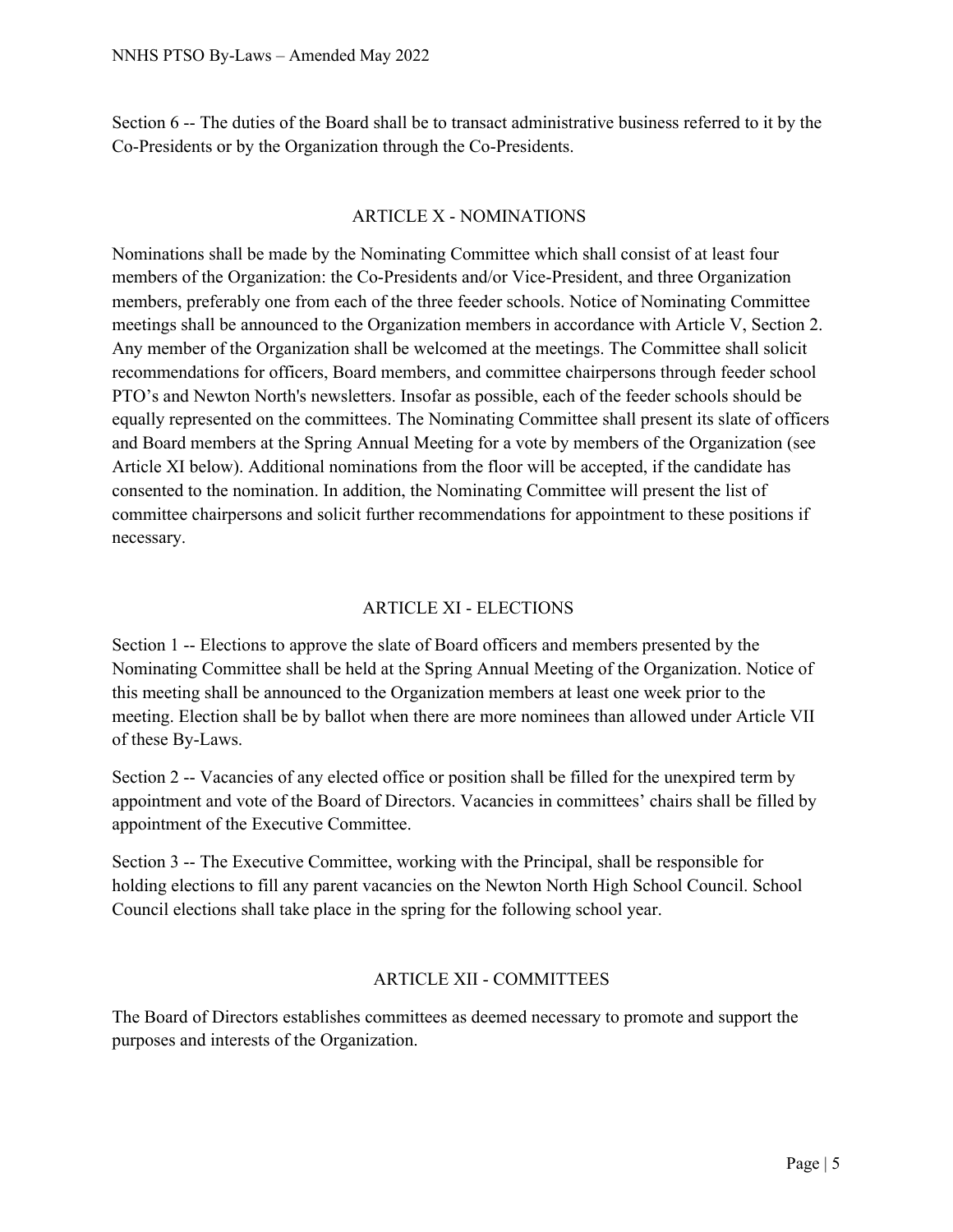Section 6 -- The duties of the Board shall be to transact administrative business referred to it by the Co-Presidents or by the Organization through the Co-Presidents.

## ARTICLE X - NOMINATIONS

Nominations shall be made by the Nominating Committee which shall consist of at least four members of the Organization: the Co-Presidents and/or Vice-President, and three Organization members, preferably one from each of the three feeder schools. Notice of Nominating Committee meetings shall be announced to the Organization members in accordance with Article V, Section 2. Any member of the Organization shall be welcomed at the meetings. The Committee shall solicit recommendations for officers, Board members, and committee chairpersons through feeder school PTO's and Newton North's newsletters. Insofar as possible, each of the feeder schools should be equally represented on the committees. The Nominating Committee shall present its slate of officers and Board members at the Spring Annual Meeting for a vote by members of the Organization (see Article XI below). Additional nominations from the floor will be accepted, if the candidate has consented to the nomination. In addition, the Nominating Committee will present the list of committee chairpersons and solicit further recommendations for appointment to these positions if necessary.

## ARTICLE XI - ELECTIONS

Section 1 -- Elections to approve the slate of Board officers and members presented by the Nominating Committee shall be held at the Spring Annual Meeting of the Organization. Notice of this meeting shall be announced to the Organization members at least one week prior to the meeting. Election shall be by ballot when there are more nominees than allowed under Article VII of these By-Laws.

Section 2 -- Vacancies of any elected office or position shall be filled for the unexpired term by appointment and vote of the Board of Directors. Vacancies in committees' chairs shall be filled by appointment of the Executive Committee.

Section 3 -- The Executive Committee, working with the Principal, shall be responsible for holding elections to fill any parent vacancies on the Newton North High School Council. School Council elections shall take place in the spring for the following school year.

## ARTICLE XII - COMMITTEES

The Board of Directors establishes committees as deemed necessary to promote and support the purposes and interests of the Organization.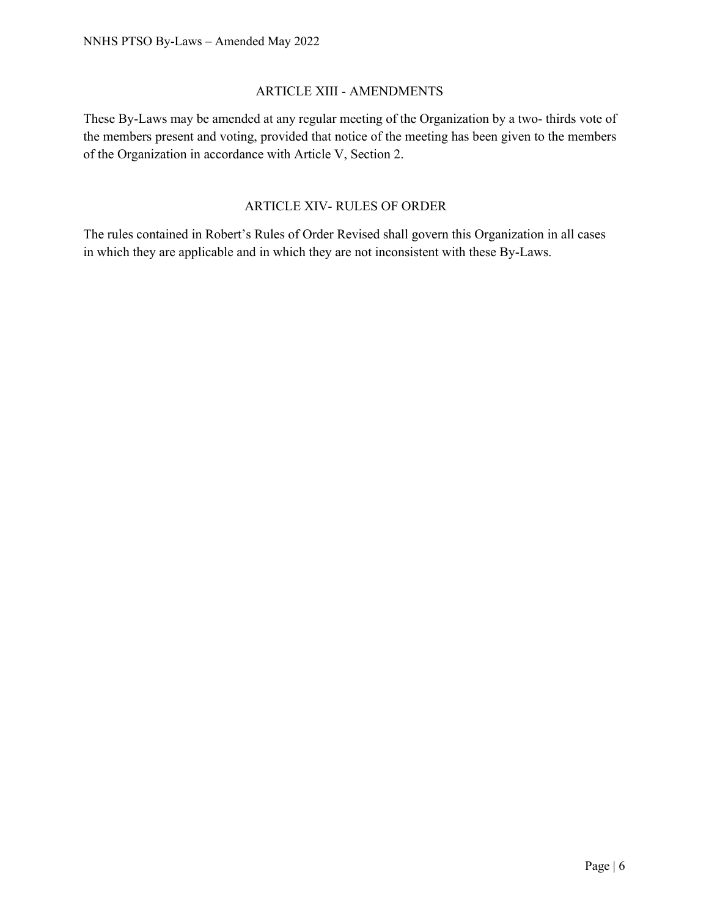## ARTICLE XIII - AMENDMENTS

These By-Laws may be amended at any regular meeting of the Organization by a two- thirds vote of the members present and voting, provided that notice of the meeting has been given to the members of the Organization in accordance with Article V, Section 2.

## ARTICLE XIV- RULES OF ORDER

The rules contained in Robert's Rules of Order Revised shall govern this Organization in all cases in which they are applicable and in which they are not inconsistent with these By-Laws.